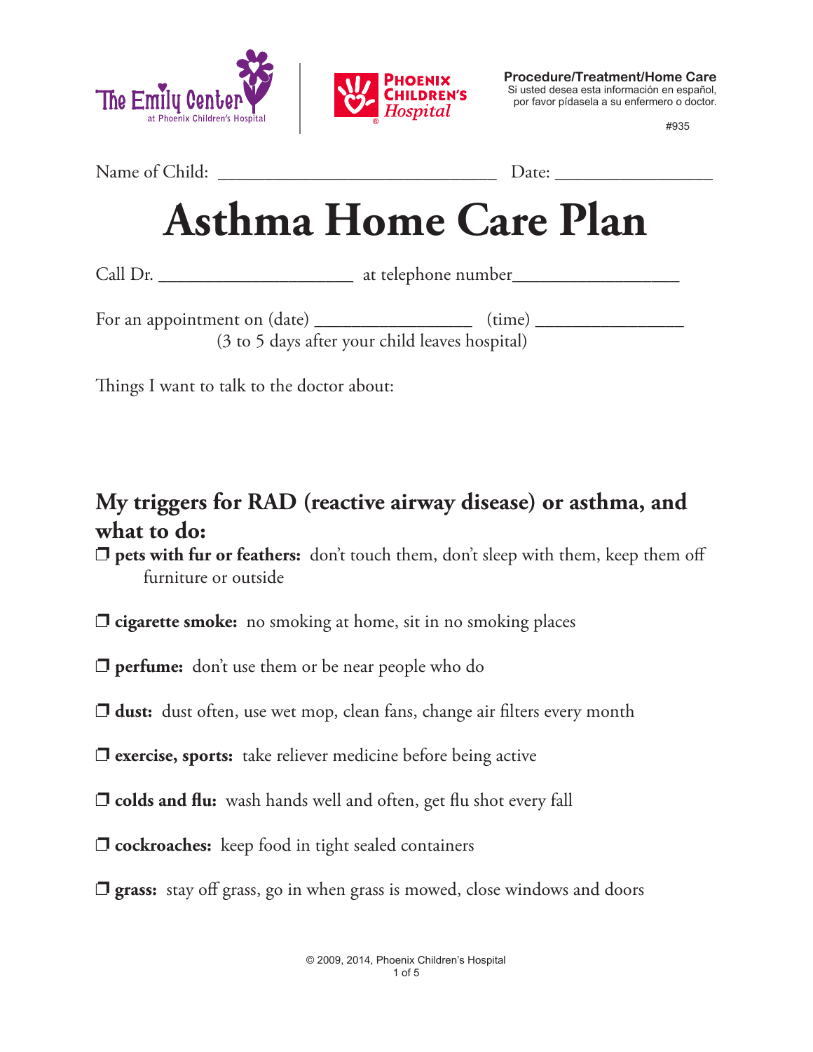The Emily Center at Phoenix Children's Hospital | Phoenix Children's Hospital

**Procedure/Treatment/Home Care**
Si usted desea esta información en español, por favor pídasela a su enfermero o doctor.

#935

Name of Child: ______________________________ Date: _________________

# Asthma Home Care Plan

Call Dr. _____________________ at telephone number__________________

For an appointment on (date) _________________ (time) ________________
(3 to 5 days after your child leaves hospital)

Things I want to talk to the doctor about:

## My triggers for RAD (reactive airway disease) or asthma, and what to do:

❒ **pets with fur or feathers:** don't touch them, don't sleep with them, keep them off furniture or outside

❒ **cigarette smoke:** no smoking at home, sit in no smoking places

❒ **perfume:** don't use them or be near people who do

❒ **dust:** dust often, use wet mop, clean fans, change air filters every month

❒ **exercise, sports:** take reliever medicine before being active

❒ **colds and flu:** wash hands well and often, get flu shot every fall

❒ **cockroaches:** keep food in tight sealed containers

❒ **grass:** stay off grass, go in when grass is mowed, close windows and doors

© 2009, 2014, Phoenix Children's Hospital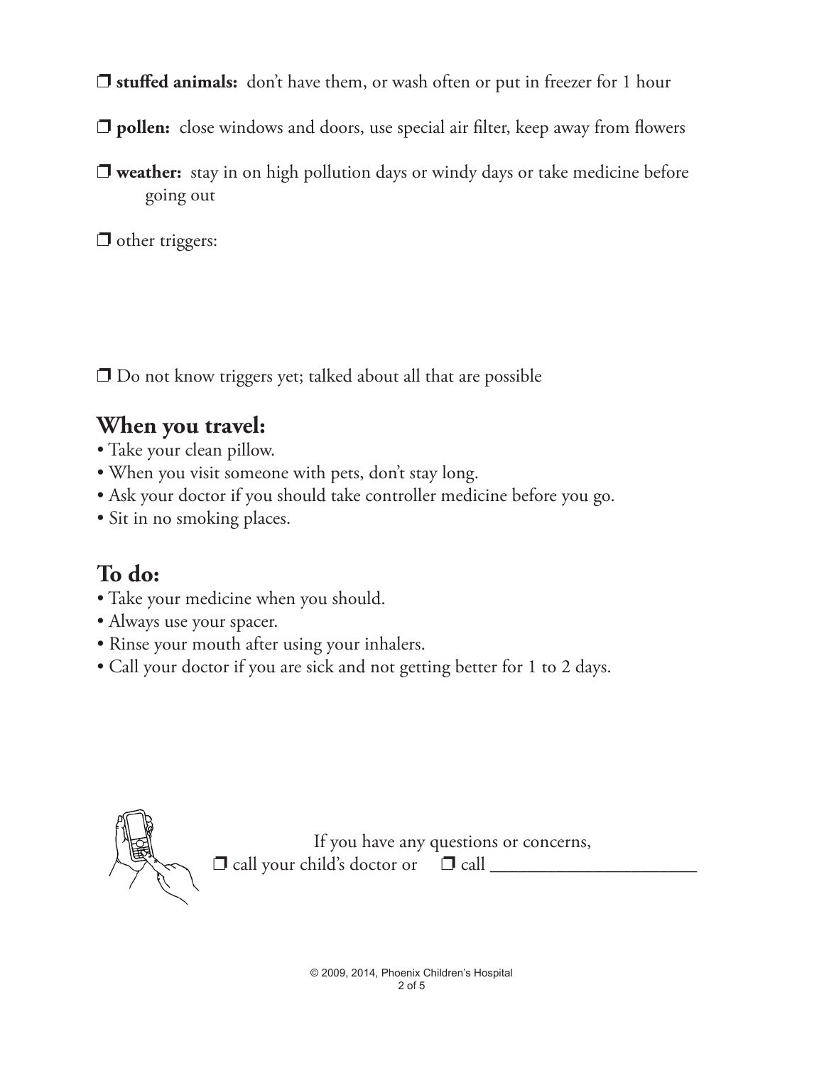❒ **stuffed animals:** don't have them, or wash often or put in freezer for 1 hour

❒ **pollen:** close windows and doors, use special air filter, keep away from flowers

❒ **weather:** stay in on high pollution days or windy days or take medicine before going out

❒ other triggers:

❒ Do not know triggers yet; talked about all that are possible

## When you travel:

- Take your clean pillow.
- When you visit someone with pets, don't stay long.
- Ask your doctor if you should take controller medicine before you go.
- Sit in no smoking places.

## To do:

- Take your medicine when you should.
- Always use your spacer.
- Rinse your mouth after using your inhalers.
- Call your doctor if you are sick and not getting better for 1 to 2 days.

If you have any questions or concerns,
❒ call your child's doctor or ❒ call ______________________

© 2009, 2014, Phoenix Children's Hospital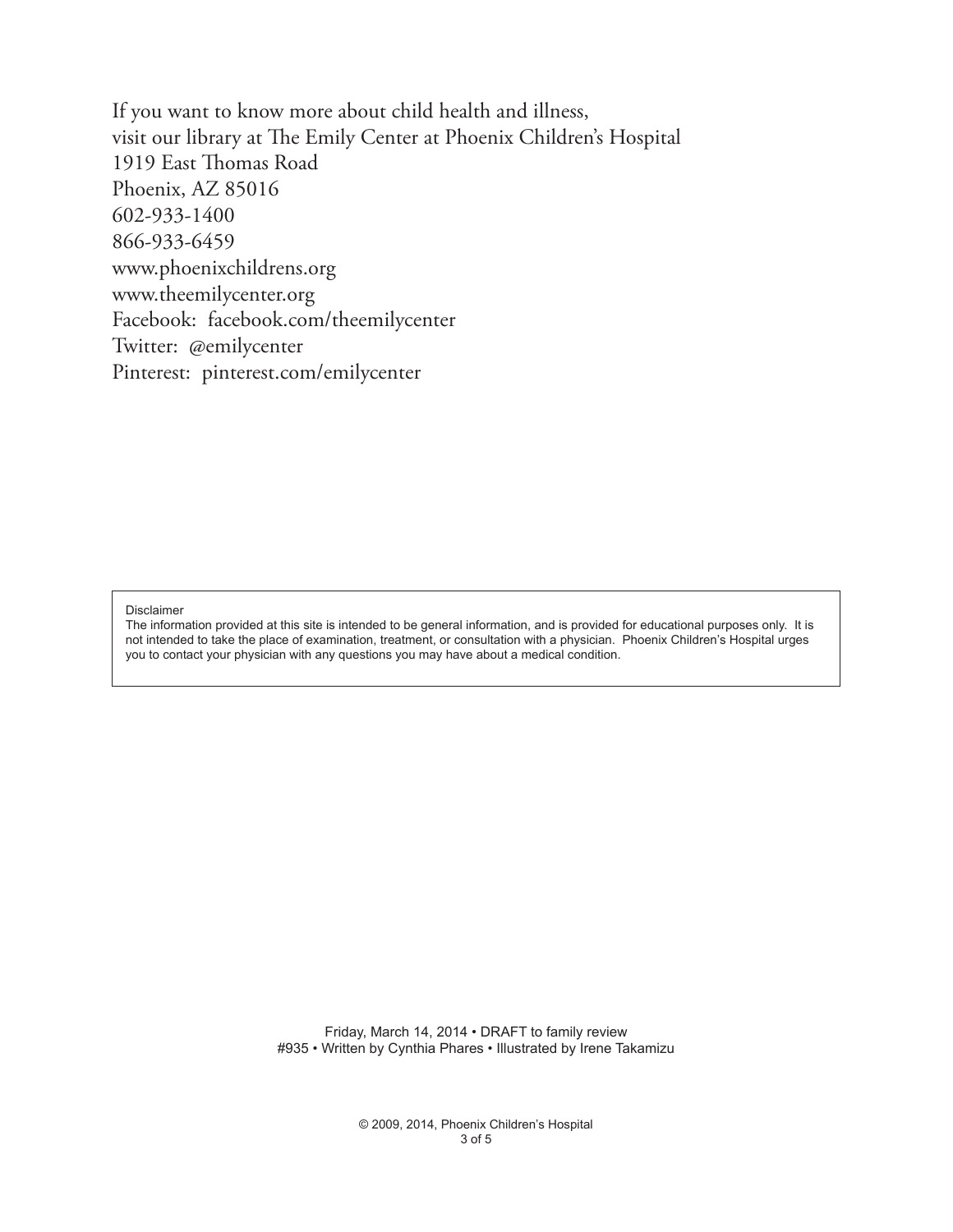If you want to know more about child health and illness,
visit our library at The Emily Center at Phoenix Children's Hospital
1919 East Thomas Road
Phoenix, AZ 85016
602-933-1400
866-933-6459
www.phoenixchildrens.org
www.theemilycenter.org
Facebook: facebook.com/theemilycenter
Twitter: @emilycenter
Pinterest: pinterest.com/emilycenter

Disclaimer
The information provided at this site is intended to be general information, and is provided for educational purposes only. It is not intended to take the place of examination, treatment, or consultation with a physician. Phoenix Children's Hospital urges you to contact your physician with any questions you may have about a medical condition.

Friday, March 14, 2014 • DRAFT to family review
#935 • Written by Cynthia Phares • Illustrated by Irene Takamizu

© 2009, 2014, Phoenix Children's Hospital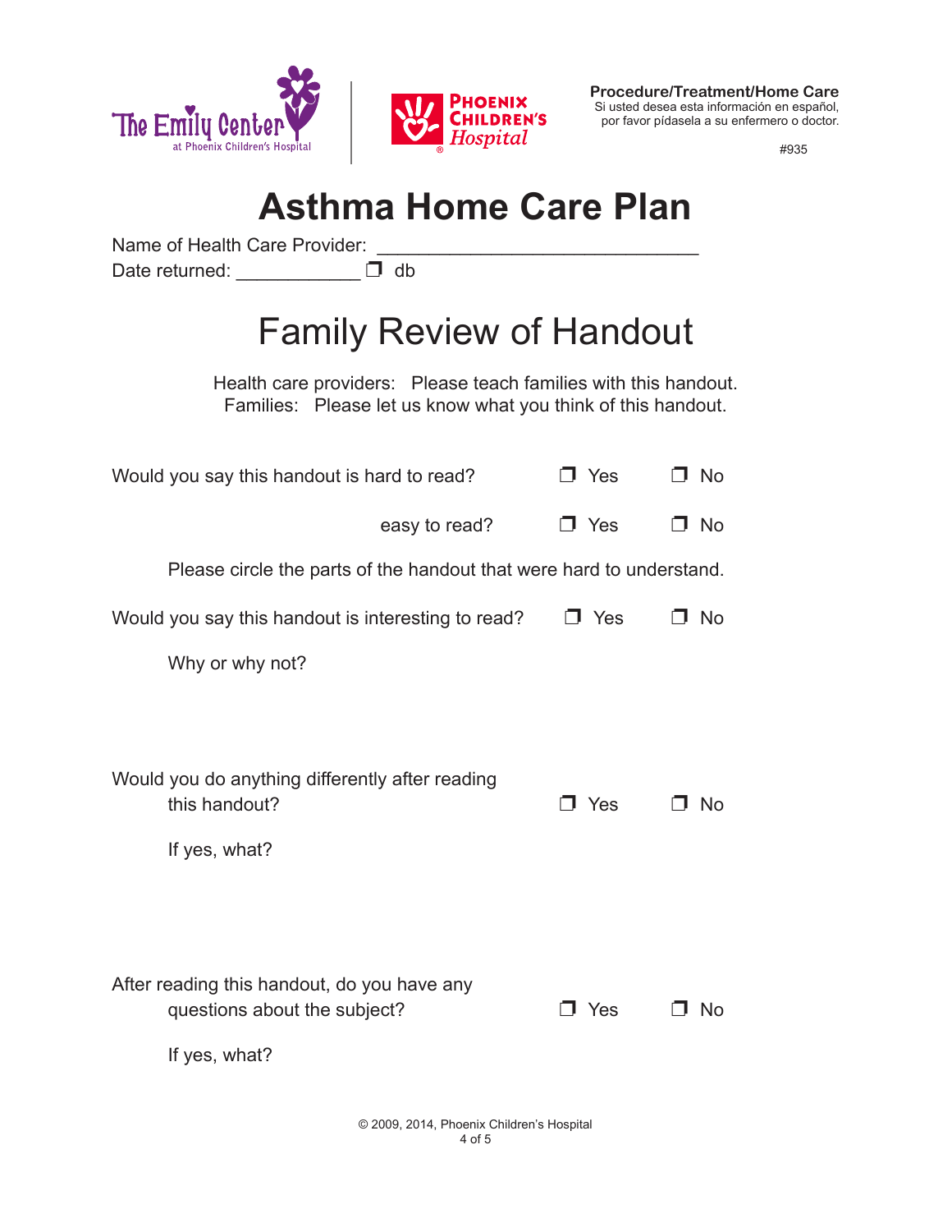**Procedure/Treatment/Home Care**
Si usted desea esta información en español, por favor pídasela a su enfermero o doctor.

#935

# Asthma Home Care Plan

Name of Health Care Provider: ______________________________
Date returned: ____________ ❒ db

## Family Review of Handout

Health care providers: Please teach families with this handout.
Families: Please let us know what you think of this handout.

Would you say this handout is hard to read? ❒ Yes ❒ No

easy to read? ❒ Yes ❒ No

Please circle the parts of the handout that were hard to understand.

Would you say this handout is interesting to read? ❒ Yes ❒ No

Why or why not?

Would you do anything differently after reading this handout? ❒ Yes ❒ No

If yes, what?

After reading this handout, do you have any questions about the subject? ❒ Yes ❒ No

If yes, what?

© 2009, 2014, Phoenix Children's Hospital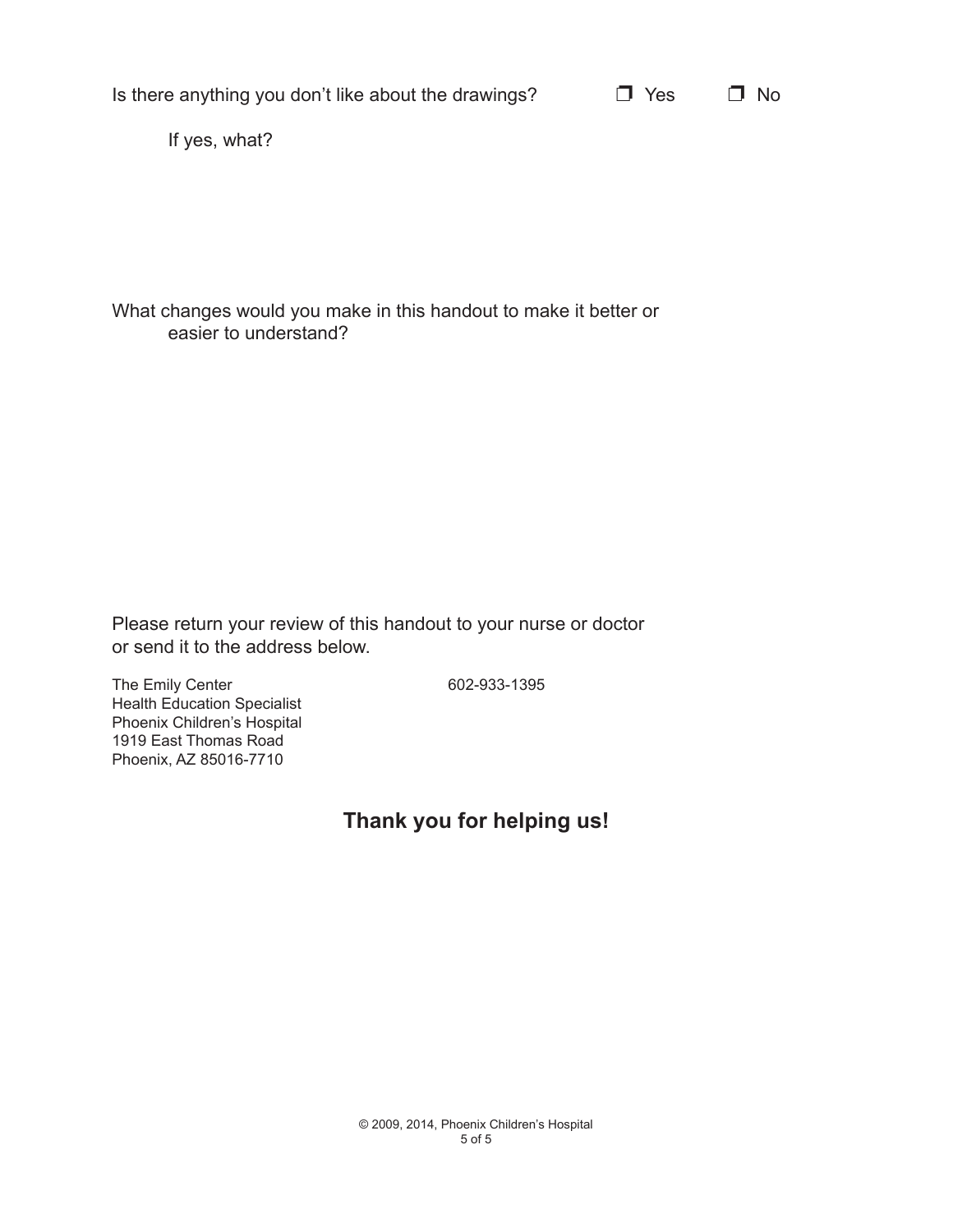Is there anything you don't like about the drawings? ❒ Yes ❒ No

If yes, what?

What changes would you make in this handout to make it better or easier to understand?

Please return your review of this handout to your nurse or doctor or send it to the address below.

The Emily Center
Health Education Specialist
Phoenix Children's Hospital
1919 East Thomas Road
Phoenix, AZ 85016-7710

602-933-1395

**Thank you for helping us!**

© 2009, 2014, Phoenix Children's Hospital